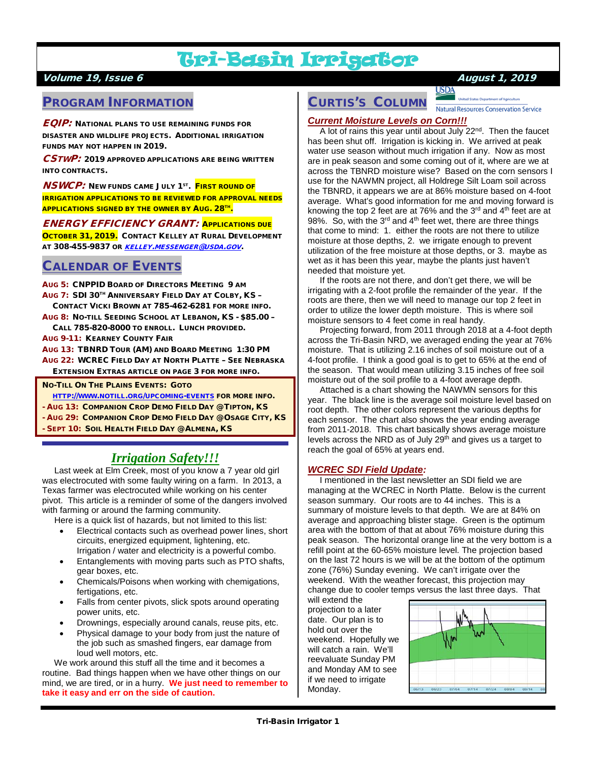# Tri-Basin Irrigator

***Volume 19, Issue 6*** ***August 1, 2019***

## Program Information

***EQIP:*** National plans to use remaining funds for disaster and wildlife projects. Additional irrigation funds may not happen in 2019.

***CSTWP:*** 2019 approved applications are being written into contracts.

***NSWCP:*** New funds came July 1st. **First round of irrigation applications to be reviewed for approval needs applications signed by the owner by Aug. 28th.**

***ENERGY EFFICIENCY GRANT:*** **Applications due October 31, 2019.** Contact Kelley at Rural Development at 308-455-9837 or *kelley.messenger@usda.gov*.

## Calendar of Events

**Aug 5:** CNPPID Board of Directors Meeting 9 AM
**Aug 7:** SDI 30th Anniversary Field Day at Colby, KS – Contact Vicki Brown at 785-462-6281 for more info.
**Aug 8:** No-Till Seeding School at Lebanon, KS - $85.00 – Call 785-820-8000 to enroll. Lunch provided.
**Aug 9-11:** Kearney County Fair
**Aug 13:** TBNRD Tour (AM) and Board Meeting 1:30 PM
**Aug 22:** WCREC Field Day at North Platte – See Nebraska Extension Extras article on page 3 for more info.

**No-Till On The Plains Events:** Goto http://www.notill.org/upcoming-events for more info.
- **Aug 13:** Companion Crop Demo Field Day @Tipton, KS
- **Aug 29:** Companion Crop Demo Field Day @Osage City, KS
- **Sept 10:** Soil Health Field Day @Almena, KS

## *Irrigation Safety!!!*

Last week at Elm Creek, most of you know a 7 year old girl was electrocuted with some faulty wiring on a farm. In 2013, a Texas farmer was electrocuted while working on his center pivot. This article is a reminder of some of the dangers involved with farming or around the farming community.

Here is a quick list of hazards, but not limited to this list:

- Electrical contacts such as overhead power lines, short circuits, energized equipment, lightening, etc. Irrigation / water and electricity is a powerful combo.
- Entanglements with moving parts such as PTO shafts, gear boxes, etc.
- Chemicals/Poisons when working with chemigations, fertigations, etc.
- Falls from center pivots, slick spots around operating power units, etc.
- Drownings, especially around canals, reuse pits, etc.
- Physical damage to your body from just the nature of the job such as smashed fingers, ear damage from loud well motors, etc.

We work around this stuff all the time and it becomes a routine. Bad things happen when we have other things on our mind, we are tired, or in a hurry. **We just need to remember to take it easy and err on the side of caution.**

## Curtis's Column

USDA United States Department of Agriculture — Natural Resources Conservation Service

### *Current Moisture Levels on Corn!!!*

A lot of rains this year until about July 22nd. Then the faucet has been shut off. Irrigation is kicking in. We arrived at peak water use season without much irrigation if any. Now as most are in peak season and some coming out of it, where are we at across the TBNRD moisture wise? Based on the corn sensors I use for the NAWMN project, all Holdrege Silt Loam soil across the TBNRD, it appears we are at 86% moisture based on 4-foot average. What's good information for me and moving forward is knowing the top 2 feet are at 76% and the 3rd and 4th feet are at 98%. So, with the 3rd and 4th feet wet, there are three things that come to mind: 1. either the roots are not there to utilize moisture at those depths, 2. we irrigate enough to prevent utilization of the free moisture at those depths, or 3. maybe as wet as it has been this year, maybe the plants just haven't needed that moisture yet.

If the roots are not there, and don't get there, we will be irrigating with a 2-foot profile the remainder of the year. If the roots are there, then we will need to manage our top 2 feet in order to utilize the lower depth moisture. This is where soil moisture sensors to 4 feet come in real handy.

Projecting forward, from 2011 through 2018 at a 4-foot depth across the Tri-Basin NRD, we averaged ending the year at 76% moisture. That is utilizing 2.16 inches of soil moisture out of a 4-foot profile. I think a good goal is to get to 65% at the end of the season. That would mean utilizing 3.15 inches of free soil moisture out of the soil profile to a 4-foot average depth.

Attached is a chart showing the NAWMN sensors for this year. The black line is the average soil moisture level based on root depth. The other colors represent the various depths for each sensor. The chart also shows the year ending average from 2011-2018. This chart basically shows average moisture levels across the NRD as of July 29th and gives us a target to reach the goal of 65% at years end.

### *WCREC SDI Field Update:*

I mentioned in the last newsletter an SDI field we are managing at the WCREC in North Platte. Below is the current season summary. Our roots are to 44 inches. This is a summary of moisture levels to that depth. We are at 84% on average and approaching blister stage. Green is the optimum area with the bottom of that at about 76% moisture during this peak season. The horizontal orange line at the very bottom is a refill point at the 60-65% moisture level. The projection based on the last 72 hours is we will be at the bottom of the optimum zone (76%) Sunday evening. We can't irrigate over the weekend. With the weather forecast, this projection may change due to cooler temps versus the last three days. That will extend the projection to a later date. Our plan is to hold out over the weekend. Hopefully we will catch a rain. We'll reevaluate Sunday PM and Monday AM to see if we need to irrigate Monday.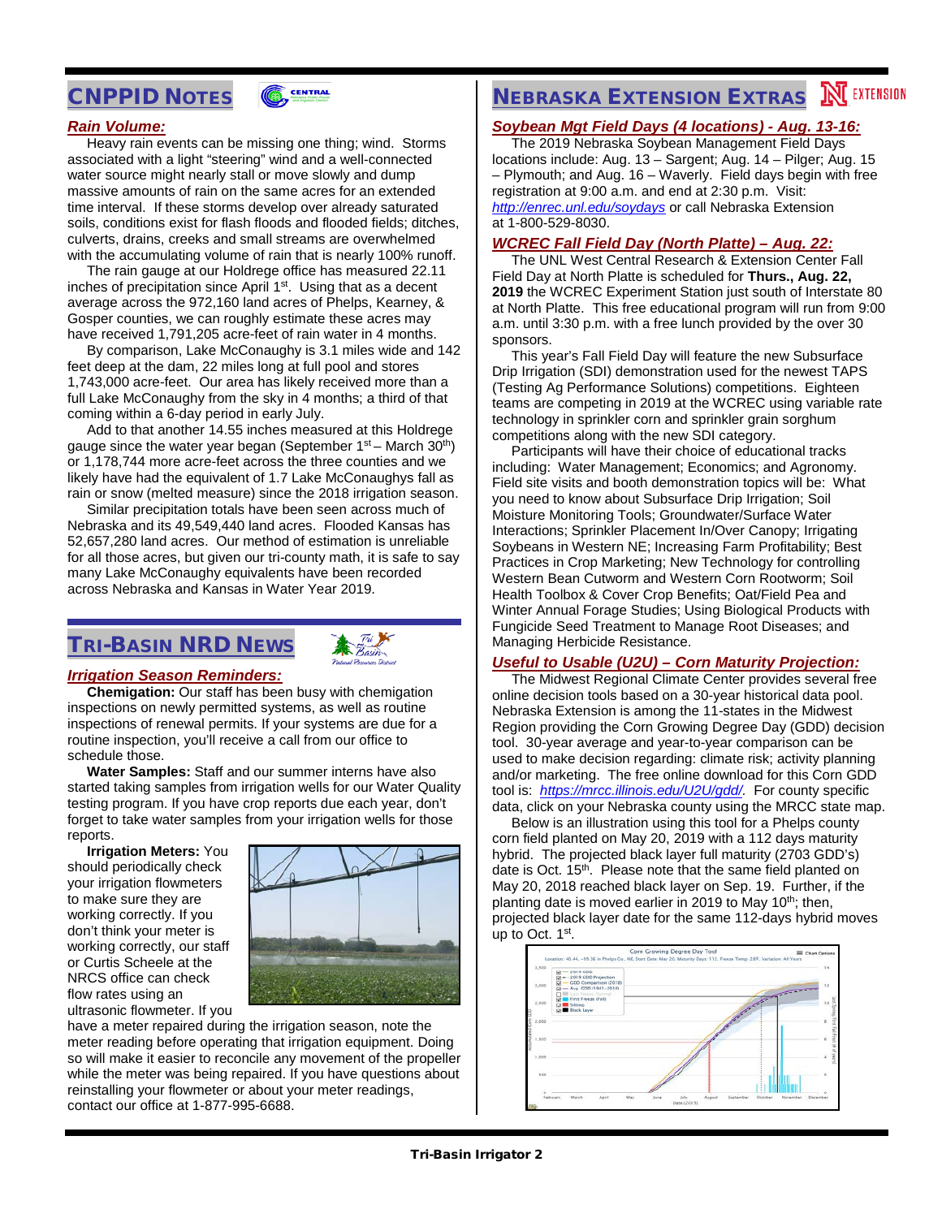## CNPPID Notes

### *Rain Volume:*

Heavy rain events can be missing one thing; wind. Storms associated with a light "steering" wind and a well-connected water source might nearly stall or move slowly and dump massive amounts of rain on the same acres for an extended time interval. If these storms develop over already saturated soils, conditions exist for flash floods and flooded fields; ditches, culverts, drains, creeks and small streams are overwhelmed with the accumulating volume of rain that is nearly 100% runoff.

The rain gauge at our Holdrege office has measured 22.11 inches of precipitation since April 1st. Using that as a decent average across the 972,160 land acres of Phelps, Kearney, & Gosper counties, we can roughly estimate these acres may have received 1,791,205 acre-feet of rain water in 4 months.

By comparison, Lake McConaughy is 3.1 miles wide and 142 feet deep at the dam, 22 miles long at full pool and stores 1,743,000 acre-feet. Our area has likely received more than a full Lake McConaughy from the sky in 4 months; a third of that coming within a 6-day period in early July.

Add to that another 14.55 inches measured at this Holdrege gauge since the water year began (September 1st – March 30th) or 1,178,744 more acre-feet across the three counties and we likely have had the equivalent of 1.7 Lake McConaughys fall as rain or snow (melted measure) since the 2018 irrigation season.

Similar precipitation totals have been seen across much of Nebraska and its 49,549,440 land acres. Flooded Kansas has 52,657,280 land acres. Our method of estimation is unreliable for all those acres, but given our tri-county math, it is safe to say many Lake McConaughy equivalents have been recorded across Nebraska and Kansas in Water Year 2019.

## Tri-Basin NRD News

### *Irrigation Season Reminders:*

**Chemigation:** Our staff has been busy with chemigation inspections on newly permitted systems, as well as routine inspections of renewal permits. If your systems are due for a routine inspection, you'll receive a call from our office to schedule those.

**Water Samples:** Staff and our summer interns have also started taking samples from irrigation wells for our Water Quality testing program. If you have crop reports due each year, don't forget to take water samples from your irrigation wells for those reports.

**Irrigation Meters:** You should periodically check your irrigation flowmeters to make sure they are working correctly. If you don't think your meter is working correctly, our staff or Curtis Scheele at the NRCS office can check flow rates using an ultrasonic flowmeter. If you have a meter repaired during the irrigation season, note the meter reading before operating that irrigation equipment. Doing so will make it easier to reconcile any movement of the propeller while the meter was being repaired. If you have questions about reinstalling your flowmeter or about your meter readings, contact our office at 1-877-995-6688.

## Nebraska Extension Extras

### *Soybean Mgt Field Days (4 locations) - Aug. 13-16:*

The 2019 Nebraska Soybean Management Field Days locations include: Aug. 13 – Sargent; Aug. 14 – Pilger; Aug. 15 – Plymouth; and Aug. 16 – Waverly. Field days begin with free registration at 9:00 a.m. and end at 2:30 p.m. Visit: *http://enrec.unl.edu/soydays* or call Nebraska Extension at 1-800-529-8030.

### *WCREC Fall Field Day (North Platte) – Aug. 22:*

The UNL West Central Research & Extension Center Fall Field Day at North Platte is scheduled for **Thurs., Aug. 22, 2019** the WCREC Experiment Station just south of Interstate 80 at North Platte. This free educational program will run from 9:00 a.m. until 3:30 p.m. with a free lunch provided by the over 30 sponsors.

This year's Fall Field Day will feature the new Subsurface Drip Irrigation (SDI) demonstration used for the newest TAPS (Testing Ag Performance Solutions) competitions. Eighteen teams are competing in 2019 at the WCREC using variable rate technology in sprinkler corn and sprinkler grain sorghum competitions along with the new SDI category.

Participants will have their choice of educational tracks including: Water Management; Economics; and Agronomy. Field site visits and booth demonstration topics will be: What you need to know about Subsurface Drip Irrigation; Soil Moisture Monitoring Tools; Groundwater/Surface Water Interactions; Sprinkler Placement In/Over Canopy; Irrigating Soybeans in Western NE; Increasing Farm Profitability; Best Practices in Crop Marketing; New Technology for controlling Western Bean Cutworm and Western Corn Rootworm; Soil Health Toolbox & Cover Crop Benefits; Oat/Field Pea and Winter Annual Forage Studies; Using Biological Products with Fungicide Seed Treatment to Manage Root Diseases; and Managing Herbicide Resistance.

### *Useful to Usable (U2U) – Corn Maturity Projection:*

The Midwest Regional Climate Center provides several free online decision tools based on a 30-year historical data pool. Nebraska Extension is among the 11-states in the Midwest Region providing the Corn Growing Degree Day (GDD) decision tool. 30-year average and year-to-year comparison can be used to make decision regarding: climate risk; activity planning and/or marketing. The free online download for this Corn GDD tool is: *https://mrcc.illinois.edu/U2U/gdd/*. For county specific data, click on your Nebraska county using the MRCC state map.

Below is an illustration using this tool for a Phelps county corn field planted on May 20, 2019 with a 112 days maturity hybrid. The projected black layer full maturity (2703 GDD's) date is Oct. 15th. Please note that the same field planted on May 20, 2018 reached black layer on Sep. 19. Further, if the planting date is moved earlier in 2019 to May 10th; then, projected black layer date for the same 112-days hybrid moves up to Oct. 1st.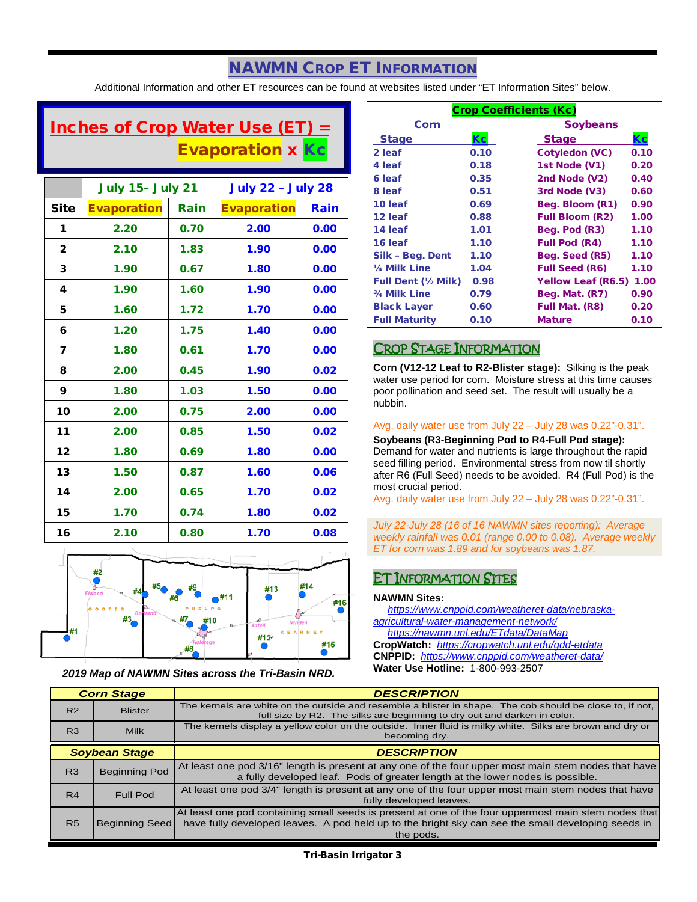# NAWMN Crop ET Information

Additional Information and other ET resources can be found at websites listed under "ET Information Sites" below.

## Inches of Crop Water Use (ET) = Evaporation x Kc

| | July 15- July 21 | | July 22 – July 28 | |
|---|---|---|---|---|
| Site | Evaporation | Rain | Evaporation | Rain |
| 1 | 2.20 | 0.70 | 2.00 | 0.00 |
| 2 | 2.10 | 1.83 | 1.90 | 0.00 |
| 3 | 1.90 | 0.67 | 1.80 | 0.00 |
| 4 | 1.90 | 1.60 | 1.90 | 0.00 |
| 5 | 1.60 | 1.72 | 1.70 | 0.00 |
| 6 | 1.20 | 1.75 | 1.40 | 0.00 |
| 7 | 1.80 | 0.61 | 1.70 | 0.00 |
| 8 | 2.00 | 0.45 | 1.90 | 0.02 |
| 9 | 1.80 | 1.03 | 1.50 | 0.00 |
| 10 | 2.00 | 0.75 | 2.00 | 0.00 |
| 11 | 2.00 | 0.85 | 1.50 | 0.02 |
| 12 | 1.80 | 0.69 | 1.80 | 0.00 |
| 13 | 1.50 | 0.87 | 1.60 | 0.06 |
| 14 | 2.00 | 0.65 | 1.70 | 0.02 |
| 15 | 1.70 | 0.74 | 1.80 | 0.02 |
| 16 | 2.10 | 0.80 | 1.70 | 0.08 |

*2019 Map of NAWMN Sites across the Tri-Basin NRD.*

## Crop Coefficients (Kc)

| Corn Stage | Kc | Soybeans Stage | Kc |
|---|---|---|---|
| 2 leaf | 0.10 | Cotyledon (VC) | 0.10 |
| 4 leaf | 0.18 | 1st Node (V1) | 0.20 |
| 6 leaf | 0.35 | 2nd Node (V2) | 0.40 |
| 8 leaf | 0.51 | 3rd Node (V3) | 0.60 |
| 10 leaf | 0.69 | Beg. Bloom (R1) | 0.90 |
| 12 leaf | 0.88 | Full Bloom (R2) | 1.00 |
| 14 leaf | 1.01 | Beg. Pod (R3) | 1.10 |
| 16 leaf | 1.10 | Full Pod (R4) | 1.10 |
| Silk – Beg. Dent | 1.10 | Beg. Seed (R5) | 1.10 |
| ¼ Milk Line | 1.04 | Full Seed (R6) | 1.10 |
| Full Dent (½ Milk) | 0.98 | Yellow Leaf (R6.5) | 1.00 |
| ¾ Milk Line | 0.79 | Beg. Mat. (R7) | 0.90 |
| Black Layer | 0.60 | Full Mat. (R8) | 0.20 |
| Full Maturity | 0.10 | Mature | 0.10 |

## Crop Stage Information

**Corn (V12-12 Leaf to R2-Blister stage):** Silking is the peak water use period for corn. Moisture stress at this time causes poor pollination and seed set. The result will usually be a nubbin.

Avg. daily water use from July 22 – July 28 was 0.22"-0.31".

**Soybeans (R3-Beginning Pod to R4-Full Pod stage):** Demand for water and nutrients is large throughout the rapid seed filling period. Environmental stress from now til shortly after R6 (Full Seed) needs to be avoided. R4 (Full Pod) is the most crucial period.

Avg. daily water use from July 22 – July 28 was 0.22"-0.31".

*July 22-July 28 (16 of 16 NAWMN sites reporting): Average weekly rainfall was 0.01 (range 0.00 to 0.08). Average weekly ET for corn was 1.89 and for soybeans was 1.87.*

## ET Information Sites

**NAWMN Sites:**
https://www.cnppid.com/weatheret-data/nebraska-agricultural-water-management-network/
https://nawmn.unl.edu/ETdata/DataMap

**CropWatch:** https://cropwatch.unl.edu/gdd-etdata
**CNPPID:** https://www.cnppid.com/weatheret-data/
**Water Use Hotline:** 1-800-993-2507

| Corn Stage | | DESCRIPTION |
|---|---|---|
| R2 | Blister | The kernels are white on the outside and resemble a blister in shape. The cob should be close to, if not, full size by R2. The silks are beginning to dry out and darken in color. |
| R3 | Milk | The kernels display a yellow color on the outside. Inner fluid is milky white. Silks are brown and dry or becoming dry. |

| Soybean Stage | | DESCRIPTION |
|---|---|---|
| R3 | Beginning Pod | At least one pod 3/16" length is present at any one of the four upper most main stem nodes that have a fully developed leaf. Pods of greater length at the lower nodes is possible. |
| R4 | Full Pod | At least one pod 3/4" length is present at any one of the four upper most main stem nodes that have fully developed leaves. |
| R5 | Beginning Seed | At least one pod containing small seeds is present at one of the four uppermost main stem nodes that have fully developed leaves. A pod held up to the bright sky can see the small developing seeds in the pods. |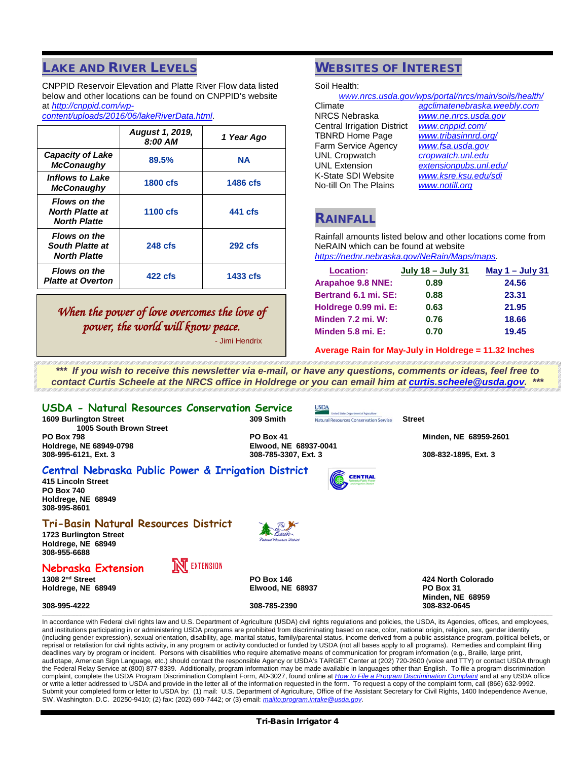## Lake and River Levels

CNPPID Reservoir Elevation and Platte River Flow data listed below and other locations can be found on CNPPID's website at *http://cnppid.com/wp-content/uploads/2016/06/lakeRiverData.html*.

| | August 1, 2019, 8:00 AM | 1 Year Ago |
|---|---|---|
| **Capacity of Lake McConaughy** | 89.5% | NA |
| **Inflows to Lake McConaughy** | 1800 cfs | 1486 cfs |
| **Flows on the North Platte at North Platte** | 1100 cfs | 441 cfs |
| **Flows on the South Platte at North Platte** | 248 cfs | 292 cfs |
| **Flows on the Platte at Overton** | 422 cfs | 1433 cfs |

*When the power of love overcomes the love of power, the world will know peace.*

- Jimi Hendrix

## Websites of Interest

Soil Health:
*www.nrcs.usda.gov/wps/portal/nrcs/main/soils/health/*

| | |
|---|---|
| Climate | *agclimatenebraska.weebly.com* |
| NRCS Nebraska | *www.ne.nrcs.usda.gov* |
| Central Irrigation District | *www.cnppid.com/* |
| TBNRD Home Page | *www.tribasinnrd.org/* |
| Farm Service Agency | *www.fsa.usda.gov* |
| UNL Cropwatch | *cropwatch.unl.edu* |
| UNL Extension | *extensionpubs.unl.edu/* |
| K-State SDI Website | *www.ksre.ksu.edu/sdi* |
| No-till On The Plains | *www.notill.org* |

## Rainfall

Rainfall amounts listed below and other locations come from NeRAIN which can be found at website *https://nednr.nebraska.gov/NeRain/Maps/maps*.

| Location: | July 18 – July 31 | May 1 – July 31 |
|---|---|---|
| **Arapahoe 9.8 NNE:** | 0.89 | 24.56 |
| **Bertrand 6.1 mi. SE:** | 0.88 | 23.31 |
| **Holdrege 0.99 mi. E:** | 0.63 | 21.95 |
| **Minden 7.2 mi. W:** | 0.76 | 18.66 |
| **Minden 5.8 mi. E:** | 0.70 | 19.45 |

**Average Rain for May-July in Holdrege = 11.32 Inches**

***\*\*\* If you wish to receive this newsletter via e-mail, or have any questions, comments or ideas, feel free to contact Curtis Scheele at the NRCS office in Holdrege or you can email him at curtis.scheele@usda.gov. \*\*\****

## USDA - Natural Resources Conservation Service

**1609 Burlington Street**
**PO Box 798**
**Holdrege, NE 68949-0798**
**308-995-6121, Ext. 3**

**309 Smith Street**
**PO Box 41**
**Elwood, NE 68937-0041**
**308-785-3307, Ext. 3**

**1005 South Brown Street**
**Minden, NE 68959-2601**
**308-832-1895, Ext. 3**

## Central Nebraska Public Power & Irrigation District

**415 Lincoln Street**
**PO Box 740**
**Holdrege, NE 68949**
**308-995-8601**

## Tri-Basin Natural Resources District

**1723 Burlington Street**
**Holdrege, NE 68949**
**308-955-6688**

## Nebraska Extension

**1308 2nd Street**
**Holdrege, NE 68949**
**308-995-4222**

**PO Box 146**
**Elwood, NE 68937**
**308-785-2390**

**424 North Colorado**
**PO Box 31**
**Minden, NE 68959**
**308-832-0645**

In accordance with Federal civil rights law and U.S. Department of Agriculture (USDA) civil rights regulations and policies, the USDA, its Agencies, offices, and employees, and institutions participating in or administering USDA programs are prohibited from discriminating based on race, color, national origin, religion, sex, gender identity (including gender expression), sexual orientation, disability, age, marital status, family/parental status, income derived from a public assistance program, political beliefs, or reprisal or retaliation for prior civil rights activity, in any program or activity conducted or funded by USDA (not all bases apply to all programs). Remedies and complaint filing deadlines vary by program or incident. Persons with disabilities who require alternative means of communication for program information (e.g., Braille, large print, audiotape, American Sign Language, etc.) should contact the responsible Agency or USDA's TARGET Center at (202) 720-2600 (voice and TTY) or contact USDA through the Federal Relay Service at (800) 877-8339. Additionally, program information may be made available in languages other than English. To file a program discrimination complaint, complete the USDA Program Discrimination Complaint Form, AD-3027, found online at *How to File a Program Discrimination Complaint* and at any USDA office or write a letter addressed to USDA and provide in the letter all of the information requested in the form. To request a copy of the complaint form, call (866) 632-9992. Submit your completed form or letter to USDA by: (1) mail: U.S. Department of Agriculture, Office of the Assistant Secretary for Civil Rights, 1400 Independence Avenue, SW, Washington, D.C. 20250-9410; (2) fax: (202) 690-7442; or (3) email: *mailto:program.intake@usda.gov*.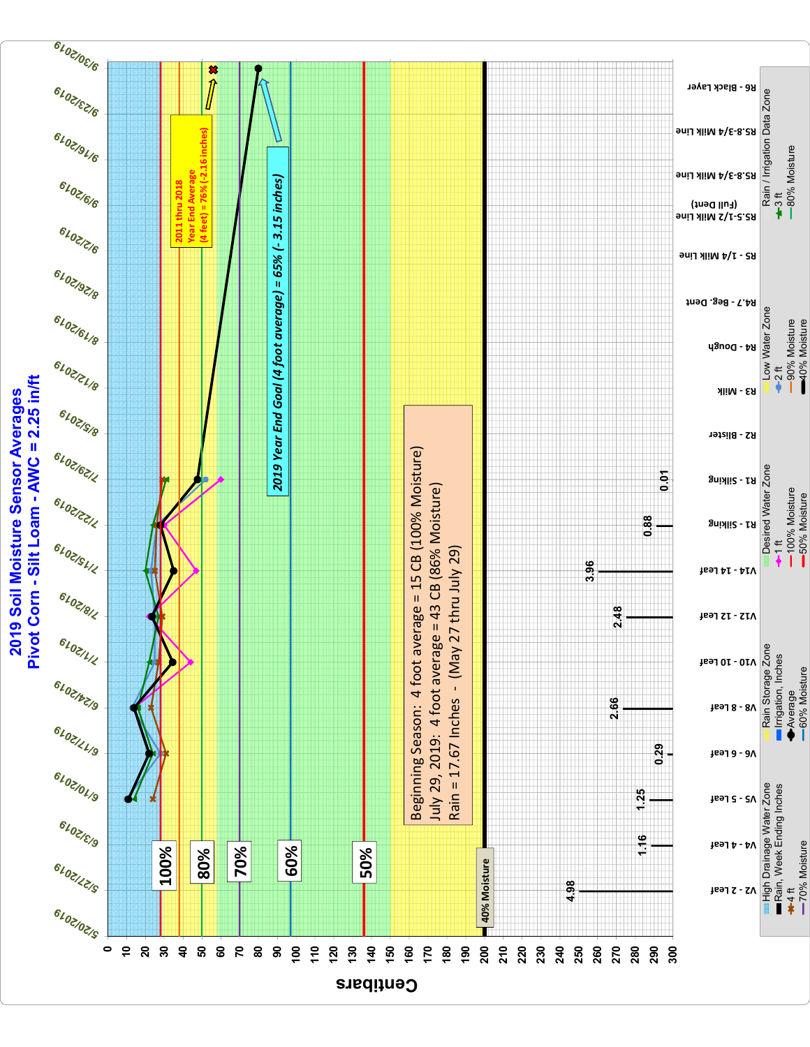# 2019 Soil Moisture Sensor Averages
## Pivot Corn - Silt Loam - AWC = 2.25 in/ft

Centibars

0
10
20
30
40
50
60
70
80
90
100
110
120
130
140
150
160
170
180
190
200
210
220
230
240
250
260
270
280
290
300

5/20/2019
5/27/2019
6/3/2019
6/10/2019
6/17/2019
6/24/2019
7/1/2019
7/8/2019
7/15/2019
7/22/2019
7/29/2019
8/5/2019
8/12/2019
8/19/2019
8/26/2019
9/2/2019
9/9/2019
9/16/2019
9/23/2019
9/30/2019

100%
80%
70%
60%
50%
40% Moisture

V2 - 2 Leaf
V4 - 4 Leaf
V5 - 5 Leaf
V6 - 6 Leaf
V8 - 8 Leaf
V10 - 10 Leaf
V12 - 12 Leaf
V14 - 14 Leaf
R1 - Silking
R1 - Silking
R2 - Blister
R3 - Milk
R4 - Dough
R4.7 - Beg. Dent
R5 - 1/4 Milk Line
R5.5-1/2 Milk Line (Full Dent)
R5.8-3/4 Milk Line
R5.8-3/4 Milk Line
R6 - Black Layer

4.98
1.16
1.25
0.29
2.66
2.48
3.96
0.88
0.01

Beginning Season: 4 foot average = 15 CB (100% Moisture)
July 29, 2019: 4 foot average = 43 CB (86% Moisture)
Rain = 17.67 Inches - (May 27 thru July 29)

2019 Year End Goal (4 foot average) = 65% (- 3.15 inches)

2011 thru 2018
Year End Average
(4 feet) = 76% (-2.16 inches)

High Drainage Water Zone
Rain Storage Zone
Desired Water Zone
Low Water Zone
Rain / Irrigation Data Zone
Rain, Week Ending Inches
Irrigation, Inches
1 ft
2 ft
3 ft
4 ft
Average
100% Moisture
90% Moisture
80% Moisture
70% Moisture
60% Moisture
50% Moisture
40% Moisture